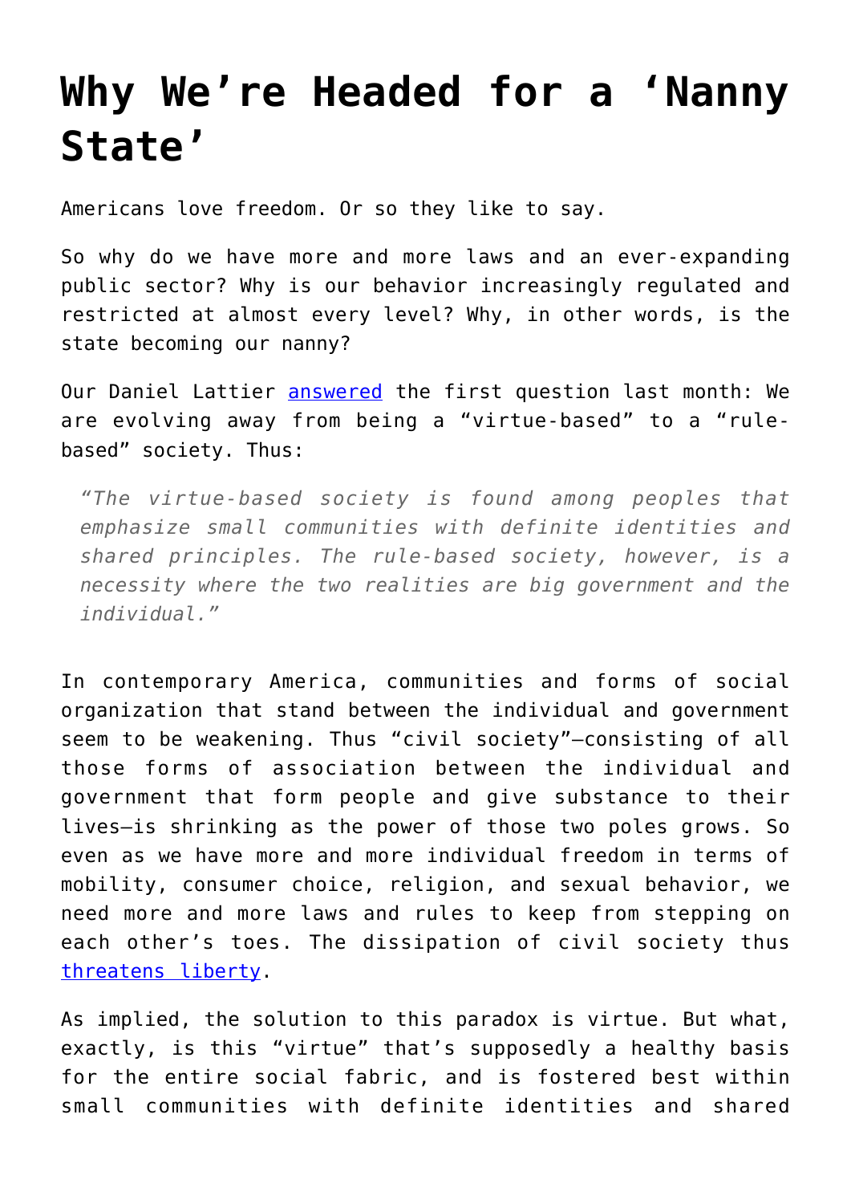# Why We're Headed for a 'Nanny State'

Americans love freedom. Or so they like to say.

So why do we have more and more laws and an ever-expanding public sector? Why is our behavior increasingly regulated and restricted at almost every level? Why, in other words, is the state becoming our nanny?

Our Daniel Lattier [answered](answered) the first question last month: We are evolving away from being a "virtue-based" to a "rule-based" society. Thus:

> *"The virtue-based society is found among peoples that emphasize small communities with definite identities and shared principles. The rule-based society, however, is a necessity where the two realities are big government and the individual."*

In contemporary America, communities and forms of social organization that stand between the individual and government seem to be weakening. Thus "civil society"—consisting of all those forms of association between the individual and government that form people and give substance to their lives—is shrinking as the power of those two poles grows. So even as we have more and more individual freedom in terms of mobility, consumer choice, religion, and sexual behavior, we need more and more laws and rules to keep from stepping on each other's toes. The dissipation of civil society thus [threatens liberty](threatens liberty).

As implied, the solution to this paradox is virtue. But what, exactly, is this "virtue" that's supposedly a healthy basis for the entire social fabric, and is fostered best within small communities with definite identities and shared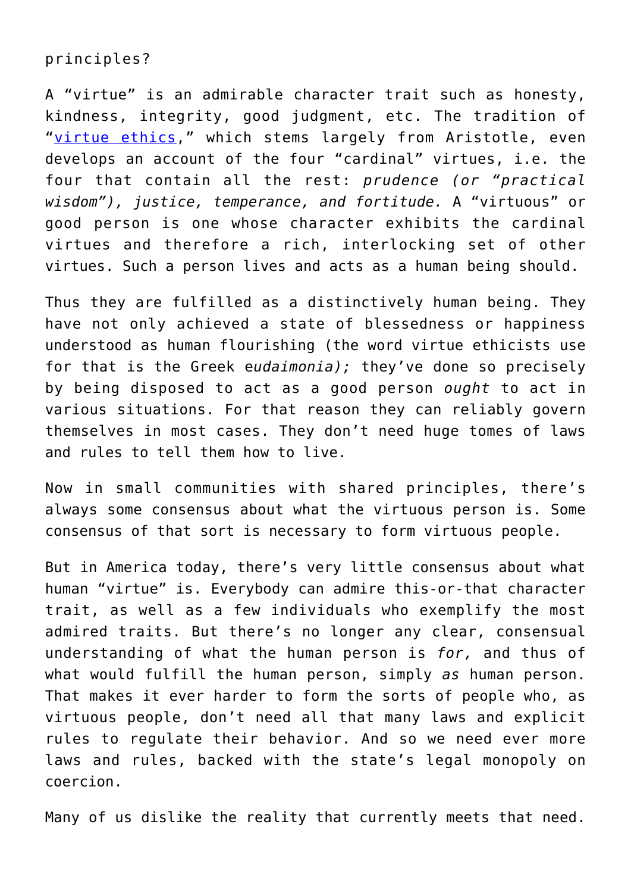principles?

A "virtue" is an admirable character trait such as honesty, kindness, integrity, good judgment, etc. The tradition of "[virtue ethics](#)," which stems largely from Aristotle, even develops an account of the four "cardinal" virtues, i.e. the four that contain all the rest: *prudence (or "practical wisdom"), justice, temperance, and fortitude.* A "virtuous" or good person is one whose character exhibits the cardinal virtues and therefore a rich, interlocking set of other virtues. Such a person lives and acts as a human being should.

Thus they are fulfilled as a distinctively human being. They have not only achieved a state of blessedness or happiness understood as human flourishing (the word virtue ethicists use for that is the Greek e*udaimonia);* they've done so precisely by being disposed to act as a good person *ought* to act in various situations. For that reason they can reliably govern themselves in most cases. They don't need huge tomes of laws and rules to tell them how to live.

Now in small communities with shared principles, there's always some consensus about what the virtuous person is. Some consensus of that sort is necessary to form virtuous people.

But in America today, there's very little consensus about what human "virtue" is. Everybody can admire this-or-that character trait, as well as a few individuals who exemplify the most admired traits. But there's no longer any clear, consensual understanding of what the human person is *for,* and thus of what would fulfill the human person, simply *as* human person. That makes it ever harder to form the sorts of people who, as virtuous people, don't need all that many laws and explicit rules to regulate their behavior. And so we need ever more laws and rules, backed with the state's legal monopoly on coercion.

Many of us dislike the reality that currently meets that need.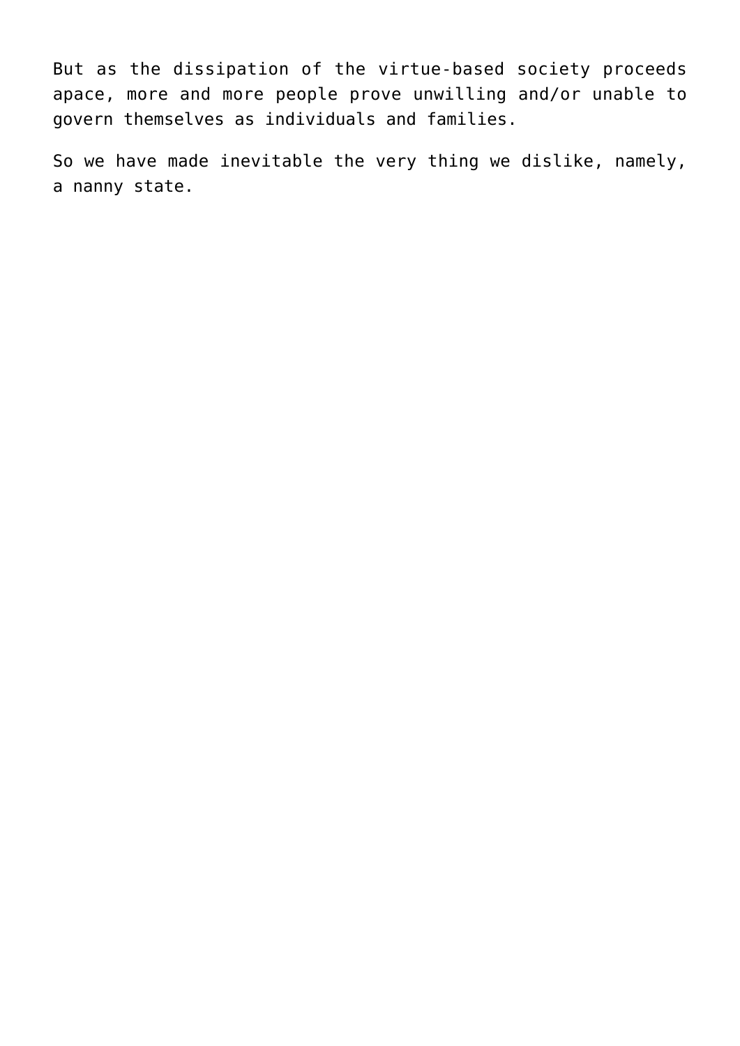But as the dissipation of the virtue-based society proceeds apace, more and more people prove unwilling and/or unable to govern themselves as individuals and families.

So we have made inevitable the very thing we dislike, namely, a nanny state.